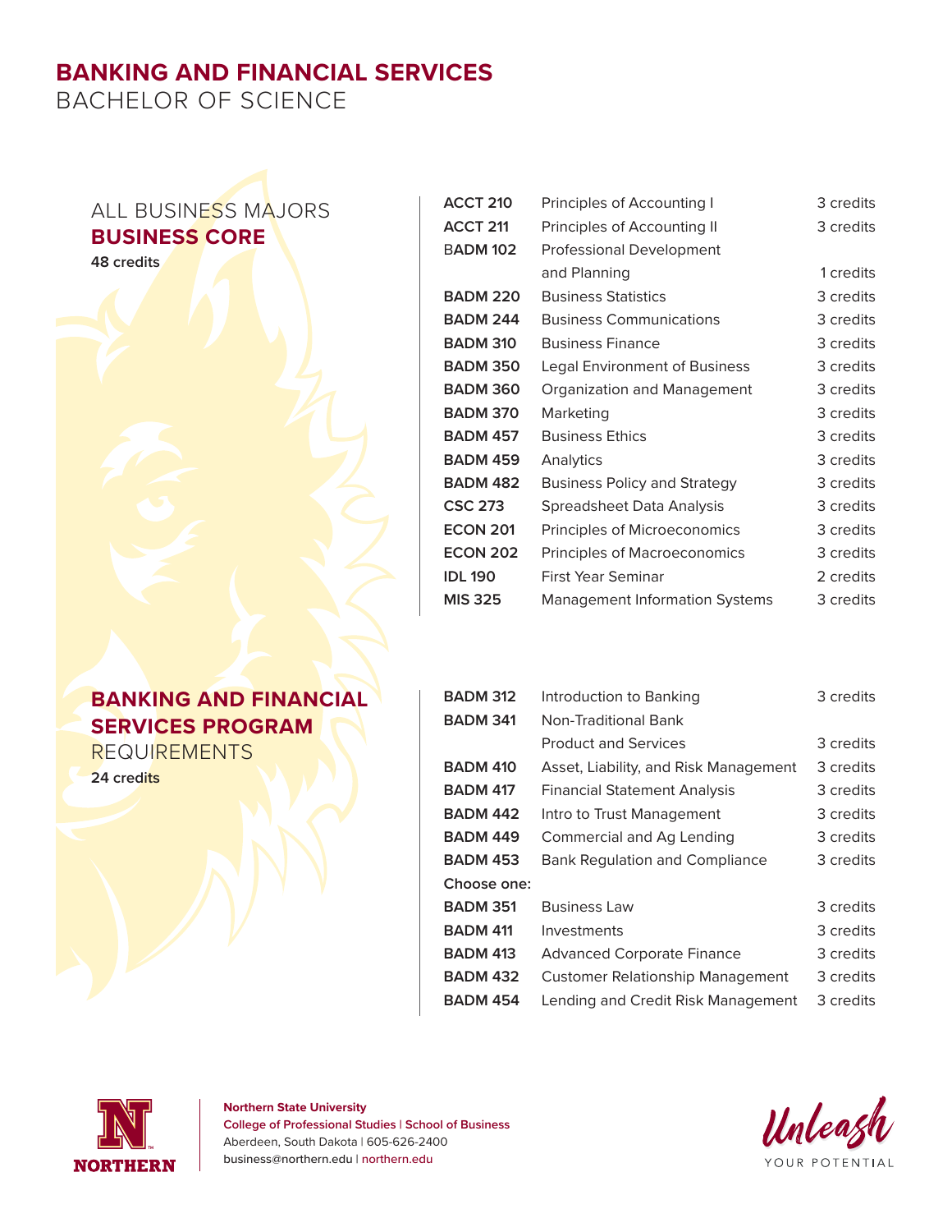# BANKING AND FINANCIAL SERVICES
## BACHELOR OF SCIENCE

### ALL BUSINESS MAJORS **BUSINESS CORE**

**48 credits**

| | | |
|---|---|---|
| **ACCT 210** | Principles of Accounting I | 3 credits |
| **ACCT 211** | Principles of Accounting II | 3 credits |
| **BADM 102** | Professional Development and Planning | 1 credits |
| **BADM 220** | Business Statistics | 3 credits |
| **BADM 244** | Business Communications | 3 credits |
| **BADM 310** | Business Finance | 3 credits |
| **BADM 350** | Legal Environment of Business | 3 credits |
| **BADM 360** | Organization and Management | 3 credits |
| **BADM 370** | Marketing | 3 credits |
| **BADM 457** | Business Ethics | 3 credits |
| **BADM 459** | Analytics | 3 credits |
| **BADM 482** | Business Policy and Strategy | 3 credits |
| **CSC 273** | Spreadsheet Data Analysis | 3 credits |
| **ECON 201** | Principles of Microeconomics | 3 credits |
| **ECON 202** | Principles of Macroeconomics | 3 credits |
| **IDL 190** | First Year Seminar | 2 credits |
| **MIS 325** | Management Information Systems | 3 credits |

### BANKING AND FINANCIAL SERVICES PROGRAM REQUIREMENTS

**24 credits**

| | | |
|---|---|---|
| **BADM 312** | Introduction to Banking | 3 credits |
| **BADM 341** | Non-Traditional Bank Product and Services | 3 credits |
| **BADM 410** | Asset, Liability, and Risk Management | 3 credits |
| **BADM 417** | Financial Statement Analysis | 3 credits |
| **BADM 442** | Intro to Trust Management | 3 credits |
| **BADM 449** | Commercial and Ag Lending | 3 credits |
| **BADM 453** | Bank Regulation and Compliance | 3 credits |
| **Choose one:** | | |
| **BADM 351** | Business Law | 3 credits |
| **BADM 411** | Investments | 3 credits |
| **BADM 413** | Advanced Corporate Finance | 3 credits |
| **BADM 432** | Customer Relationship Management | 3 credits |
| **BADM 454** | Lending and Credit Risk Management | 3 credits |

**Northern State University**
**College of Professional Studies | School of Business**
Aberdeen, South Dakota | 605-626-2400
business@northern.edu | northern.edu

NORTHERN

Unleash YOUR POTENTIAL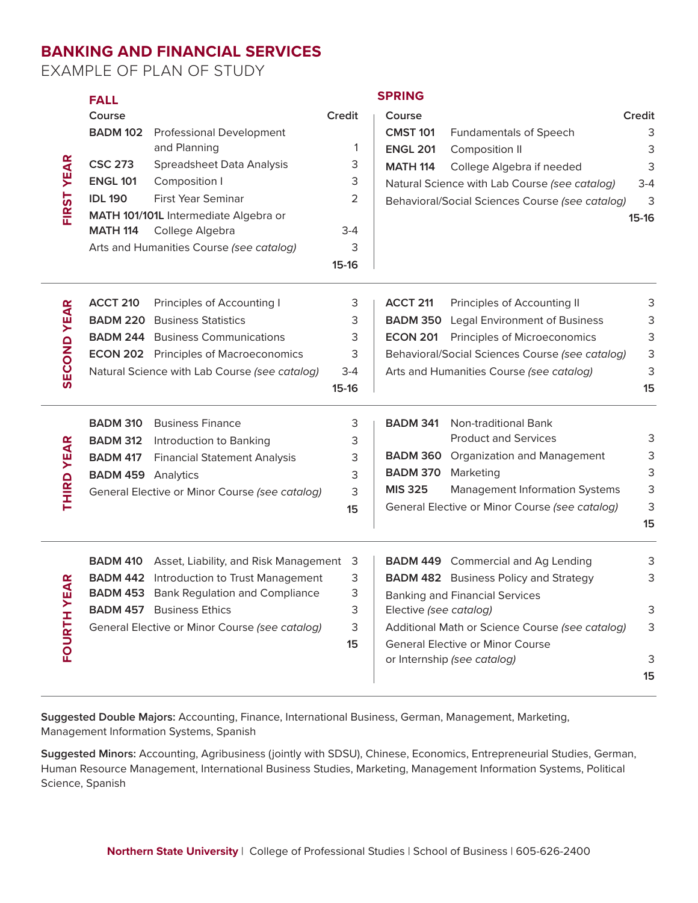# BANKING AND FINANCIAL SERVICES

## EXAMPLE OF PLAN OF STUDY

### FIRST YEAR

**FALL**

| Course | | Credit |
|---|---|---|
| **BADM 102** | Professional Development and Planning | 1 |
| **CSC 273** | Spreadsheet Data Analysis | 3 |
| **ENGL 101** | Composition I | 3 |
| **IDL 190** | First Year Seminar | 2 |
| **MATH 101/101L** Intermediate Algebra or **MATH 114** | College Algebra | 3-4 |
| Arts and Humanities Course *(see catalog)* | | 3 |
| | | **15-16** |

**SPRING**

| Course | | Credit |
|---|---|---|
| **CMST 101** | Fundamentals of Speech | 3 |
| **ENGL 201** | Composition II | 3 |
| **MATH 114** | College Algebra if needed | 3 |
| Natural Science with Lab Course *(see catalog)* | | 3-4 |
| Behavioral/Social Sciences Course *(see catalog)* | | 3 |
| | | **15-16** |

### SECOND YEAR

**FALL**

| Course | | Credit |
|---|---|---|
| **ACCT 210** | Principles of Accounting I | 3 |
| **BADM 220** | Business Statistics | 3 |
| **BADM 244** | Business Communications | 3 |
| **ECON 202** | Principles of Macroeconomics | 3 |
| Natural Science with Lab Course *(see catalog)* | | 3-4 |
| | | **15-16** |

**SPRING**

| Course | | Credit |
|---|---|---|
| **ACCT 211** | Principles of Accounting II | 3 |
| **BADM 350** | Legal Environment of Business | 3 |
| **ECON 201** | Principles of Microeconomics | 3 |
| Behavioral/Social Sciences Course *(see catalog)* | | 3 |
| Arts and Humanities Course *(see catalog)* | | 3 |
| | | **15** |

### THIRD YEAR

**FALL**

| Course | | Credit |
|---|---|---|
| **BADM 310** | Business Finance | 3 |
| **BADM 312** | Introduction to Banking | 3 |
| **BADM 417** | Financial Statement Analysis | 3 |
| **BADM 459** | Analytics | 3 |
| General Elective or Minor Course *(see catalog)* | | 3 |
| | | **15** |

**SPRING**

| Course | | Credit |
|---|---|---|
| **BADM 341** | Non-traditional Bank Product and Services | 3 |
| **BADM 360** | Organization and Management | 3 |
| **BADM 370** | Marketing | 3 |
| **MIS 325** | Management Information Systems | 3 |
| General Elective or Minor Course *(see catalog)* | | 3 |
| | | **15** |

### FOURTH YEAR

**FALL**

| Course | | Credit |
|---|---|---|
| **BADM 410** | Asset, Liability, and Risk Management | 3 |
| **BADM 442** | Introduction to Trust Management | 3 |
| **BADM 453** | Bank Regulation and Compliance | 3 |
| **BADM 457** | Business Ethics | 3 |
| General Elective or Minor Course *(see catalog)* | | 3 |
| | | **15** |

**SPRING**

| Course | | Credit |
|---|---|---|
| **BADM 449** | Commercial and Ag Lending | 3 |
| **BADM 482** | Business Policy and Strategy | 3 |
| Banking and Financial Services Elective *(see catalog)* | | 3 |
| Additional Math or Science Course *(see catalog)* | | 3 |
| General Elective or Minor Course or Internship *(see catalog)* | | 3 |
| | | **15** |

**Suggested Double Majors:** Accounting, Finance, International Business, German, Management, Marketing, Management Information Systems, Spanish

**Suggested Minors:** Accounting, Agribusiness (jointly with SDSU), Chinese, Economics, Entrepreneurial Studies, German, Human Resource Management, International Business Studies, Marketing, Management Information Systems, Political Science, Spanish

**Northern State University** | College of Professional Studies | School of Business | 605-626-2400